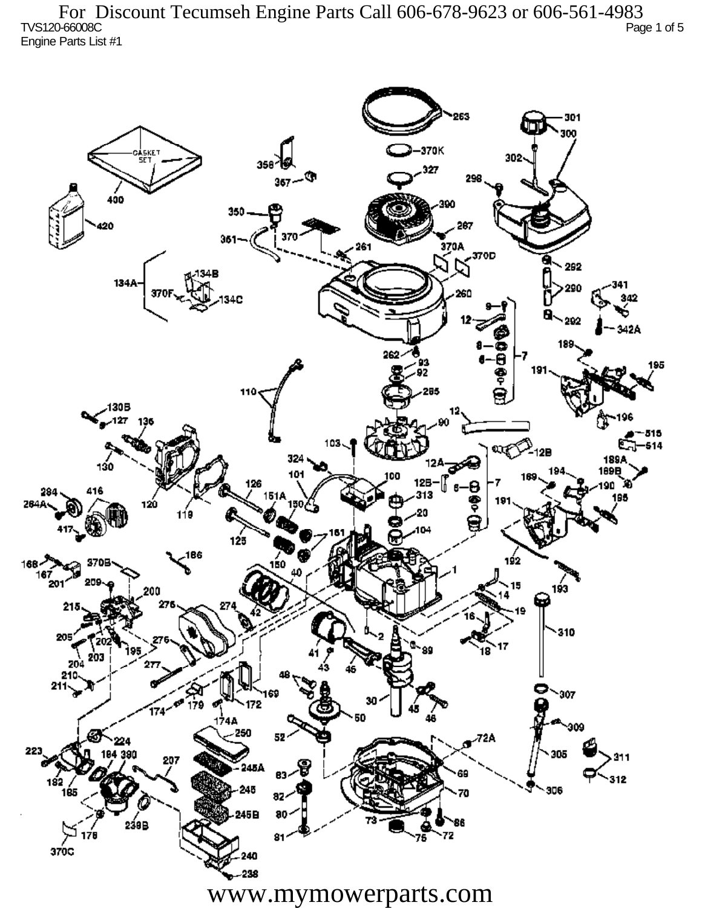For Discount Tecumseh Engine Parts Call 606-678-9623 or 606-561-4983

TVS120-66008C

Engine Parts List #1

www.mymowerparts.com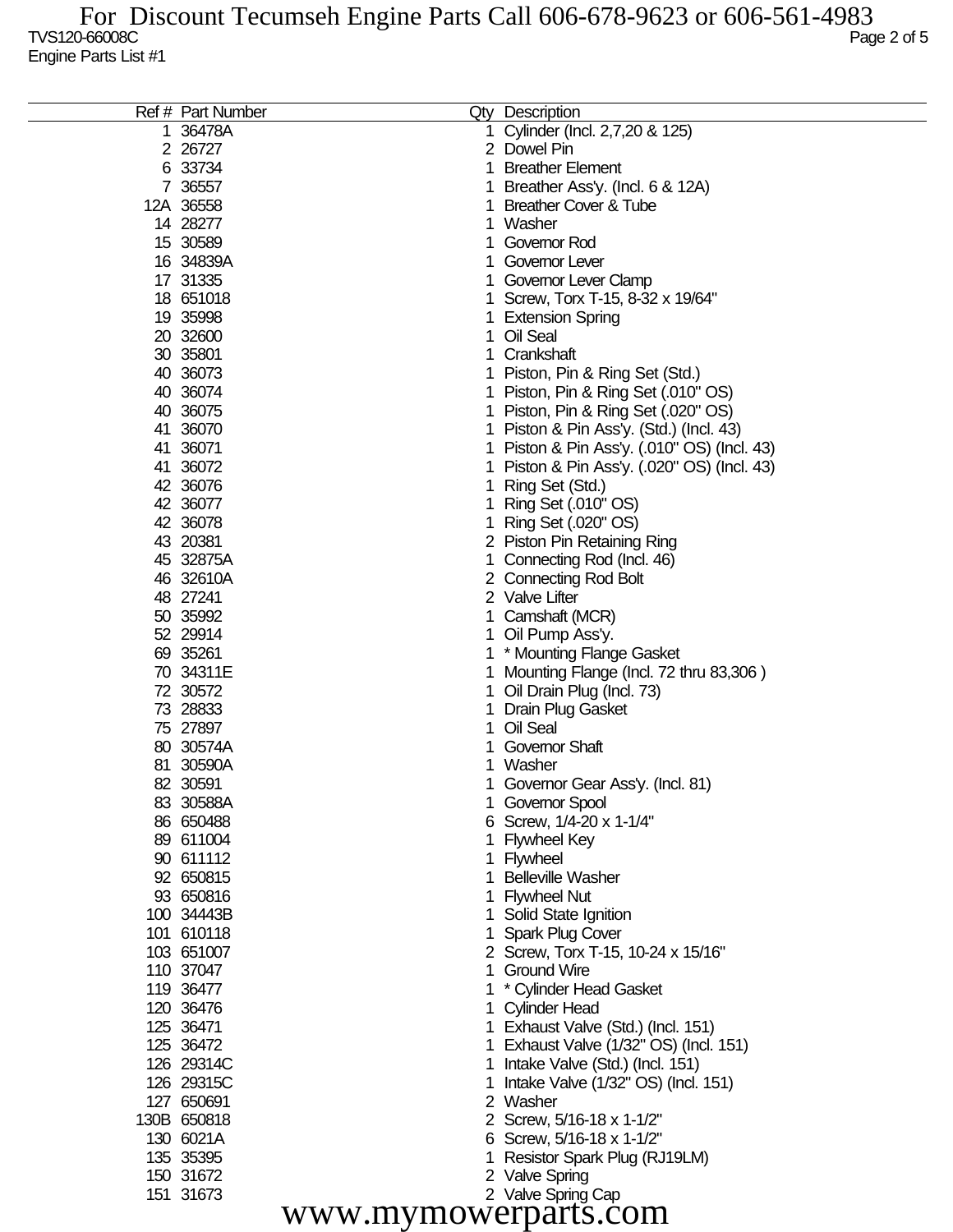TVS120-66008C

Engine Parts List #1

| Ref # | Part Number | Qty | Description |
|---|---|---|---|
| 1 | 36478A | 1 | Cylinder (Incl. 2,7,20 & 125) |
| 2 | 26727 | 2 | Dowel Pin |
| 6 | 33734 | 1 | Breather Element |
| 7 | 36557 | 1 | Breather Ass'y. (Incl. 6 & 12A) |
| 12A | 36558 | 1 | Breather Cover & Tube |
| 14 | 28277 | 1 | Washer |
| 15 | 30589 | 1 | Governor Rod |
| 16 | 34839A | 1 | Governor Lever |
| 17 | 31335 | 1 | Governor Lever Clamp |
| 18 | 651018 | 1 | Screw, Torx T-15, 8-32 x 19/64" |
| 19 | 35998 | 1 | Extension Spring |
| 20 | 32600 | 1 | Oil Seal |
| 30 | 35801 | 1 | Crankshaft |
| 40 | 36073 | 1 | Piston, Pin & Ring Set (Std.) |
| 40 | 36074 | 1 | Piston, Pin & Ring Set (.010" OS) |
| 40 | 36075 | 1 | Piston, Pin & Ring Set (.020" OS) |
| 41 | 36070 | 1 | Piston & Pin Ass'y. (Std.) (Incl. 43) |
| 41 | 36071 | 1 | Piston & Pin Ass'y. (.010" OS) (Incl. 43) |
| 41 | 36072 | 1 | Piston & Pin Ass'y. (.020" OS) (Incl. 43) |
| 42 | 36076 | 1 | Ring Set (Std.) |
| 42 | 36077 | 1 | Ring Set (.010" OS) |
| 42 | 36078 | 1 | Ring Set (.020" OS) |
| 43 | 20381 | 2 | Piston Pin Retaining Ring |
| 45 | 32875A | 1 | Connecting Rod (Incl. 46) |
| 46 | 32610A | 2 | Connecting Rod Bolt |
| 48 | 27241 | 2 | Valve Lifter |
| 50 | 35992 | 1 | Camshaft (MCR) |
| 52 | 29914 | 1 | Oil Pump Ass'y. |
| 69 | 35261 | 1 | * Mounting Flange Gasket |
| 70 | 34311E | 1 | Mounting Flange (Incl. 72 thru 83,306 ) |
| 72 | 30572 | 1 | Oil Drain Plug (Incl. 73) |
| 73 | 28833 | 1 | Drain Plug Gasket |
| 75 | 27897 | 1 | Oil Seal |
| 80 | 30574A | 1 | Governor Shaft |
| 81 | 30590A | 1 | Washer |
| 82 | 30591 | 1 | Governor Gear Ass'y. (Incl. 81) |
| 83 | 30588A | 1 | Governor Spool |
| 86 | 650488 | 6 | Screw, 1/4-20 x 1-1/4" |
| 89 | 611004 | 1 | Flywheel Key |
| 90 | 611112 | 1 | Flywheel |
| 92 | 650815 | 1 | Belleville Washer |
| 93 | 650816 | 1 | Flywheel Nut |
| 100 | 34443B | 1 | Solid State Ignition |
| 101 | 610118 | 1 | Spark Plug Cover |
| 103 | 651007 | 2 | Screw, Torx T-15, 10-24 x 15/16" |
| 110 | 37047 | 1 | Ground Wire |
| 119 | 36477 | 1 | * Cylinder Head Gasket |
| 120 | 36476 | 1 | Cylinder Head |
| 125 | 36471 | 1 | Exhaust Valve (Std.) (Incl. 151) |
| 125 | 36472 | 1 | Exhaust Valve (1/32" OS) (Incl. 151) |
| 126 | 29314C | 1 | Intake Valve (Std.) (Incl. 151) |
| 126 | 29315C | 1 | Intake Valve (1/32" OS) (Incl. 151) |
| 127 | 650691 | 2 | Washer |
| 130B | 650818 | 2 | Screw, 5/16-18 x 1-1/2" |
| 130 | 6021A | 6 | Screw, 5/16-18 x 1-1/2" |
| 135 | 35395 | 1 | Resistor Spark Plug (RJ19LM) |
| 150 | 31672 | 2 | Valve Spring |
| 151 | 31673 | 2 | Valve Spring Cap |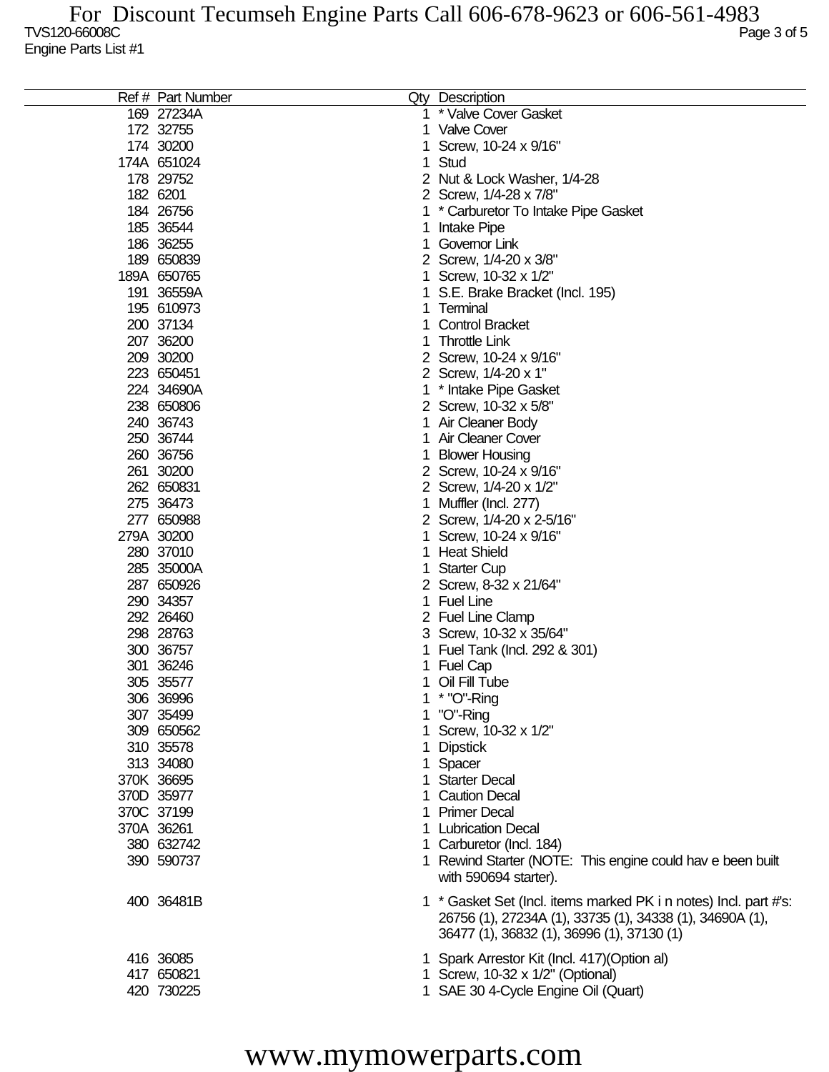| Ref # | Part Number | Qty | Description |
|---|---|---|---|
| 169 | 27234A | 1 | * Valve Cover Gasket |
| 172 | 32755 | 1 | Valve Cover |
| 174 | 30200 | 1 | Screw, 10-24 x 9/16" |
| 174A | 651024 | 1 | Stud |
| 178 | 29752 | 2 | Nut & Lock Washer, 1/4-28 |
| 182 | 6201 | 2 | Screw, 1/4-28 x 7/8" |
| 184 | 26756 | 1 | * Carburetor To Intake Pipe Gasket |
| 185 | 36544 | 1 | Intake Pipe |
| 186 | 36255 | 1 | Governor Link |
| 189 | 650839 | 2 | Screw, 1/4-20 x 3/8" |
| 189A | 650765 | 1 | Screw, 10-32 x 1/2" |
| 191 | 36559A | 1 | S.E. Brake Bracket (Incl. 195) |
| 195 | 610973 | 1 | Terminal |
| 200 | 37134 | 1 | Control Bracket |
| 207 | 36200 | 1 | Throttle Link |
| 209 | 30200 | 2 | Screw, 10-24 x 9/16" |
| 223 | 650451 | 2 | Screw, 1/4-20 x 1" |
| 224 | 34690A | 1 | * Intake Pipe Gasket |
| 238 | 650806 | 2 | Screw, 10-32 x 5/8" |
| 240 | 36743 | 1 | Air Cleaner Body |
| 250 | 36744 | 1 | Air Cleaner Cover |
| 260 | 36756 | 1 | Blower Housing |
| 261 | 30200 | 2 | Screw, 10-24 x 9/16" |
| 262 | 650831 | 2 | Screw, 1/4-20 x 1/2" |
| 275 | 36473 | 1 | Muffler (Incl. 277) |
| 277 | 650988 | 2 | Screw, 1/4-20 x 2-5/16" |
| 279A | 30200 | 1 | Screw, 10-24 x 9/16" |
| 280 | 37010 | 1 | Heat Shield |
| 285 | 35000A | 1 | Starter Cup |
| 287 | 650926 | 2 | Screw, 8-32 x 21/64" |
| 290 | 34357 | 1 | Fuel Line |
| 292 | 26460 | 2 | Fuel Line Clamp |
| 298 | 28763 | 3 | Screw, 10-32 x 35/64" |
| 300 | 36757 | 1 | Fuel Tank (Incl. 292 & 301) |
| 301 | 36246 | 1 | Fuel Cap |
| 305 | 35577 | 1 | Oil Fill Tube |
| 306 | 36996 | 1 | * "O"-Ring |
| 307 | 35499 | 1 | "O"-Ring |
| 309 | 650562 | 1 | Screw, 10-32 x 1/2" |
| 310 | 35578 | 1 | Dipstick |
| 313 | 34080 | 1 | Spacer |
| 370K | 36695 | 1 | Starter Decal |
| 370D | 35977 | 1 | Caution Decal |
| 370C | 37199 | 1 | Primer Decal |
| 370A | 36261 | 1 | Lubrication Decal |
| 380 | 632742 | 1 | Carburetor (Incl. 184) |
| 390 | 590737 | 1 | Rewind Starter (NOTE: This engine could hav e been built with 590694 starter). |
| 400 | 36481B | 1 | * Gasket Set (Incl. items marked PK i n notes) Incl. part #'s: 26756 (1), 27234A (1), 33735 (1), 34338 (1), 34690A (1), 36477 (1), 36832 (1), 36996 (1), 37130 (1) |
| 416 | 36085 | 1 | Spark Arrestor Kit (Incl. 417)(Option al) |
| 417 | 650821 | 1 | Screw, 10-32 x 1/2" (Optional) |
| 420 | 730225 | 1 | SAE 30 4-Cycle Engine Oil (Quart) |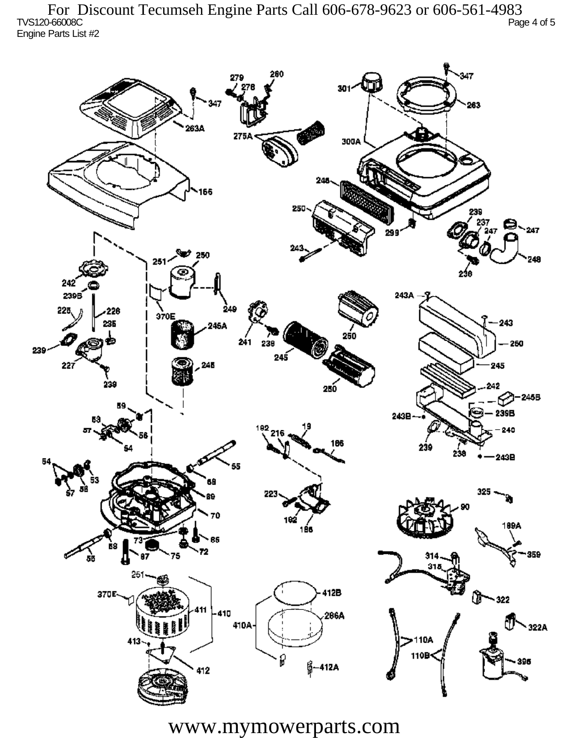For Discount Tecumseh Engine Parts Call 606-678-9623 or 606-561-4983

TVS120-66008C

Engine Parts List #2

www.mymowerparts.com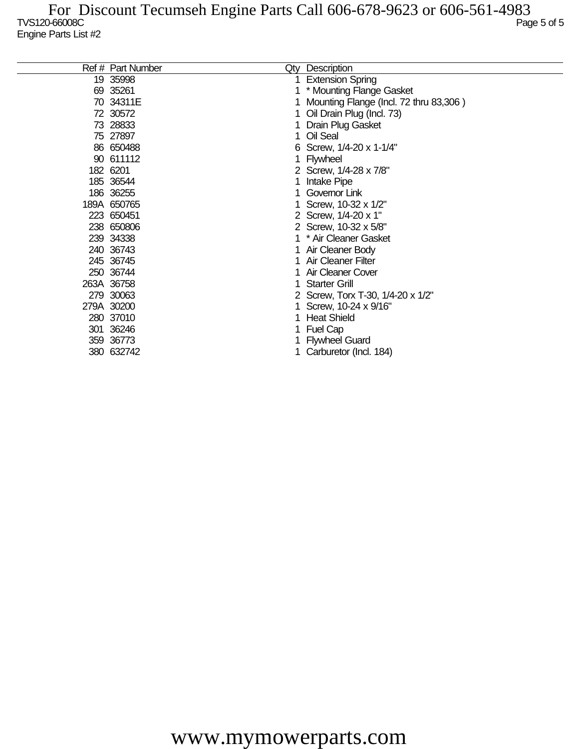For Discount Tecumseh Engine Parts Call 606-678-9623 or 606-561-4983

TVS120-66008C

Engine Parts List #2

| Ref # | Part Number | Qty | Description |
|---|---|---|---|
| 19 | 35998 | 1 | Extension Spring |
| 69 | 35261 | 1 | * Mounting Flange Gasket |
| 70 | 34311E | 1 | Mounting Flange (Incl. 72 thru 83,306 ) |
| 72 | 30572 | 1 | Oil Drain Plug (Incl. 73) |
| 73 | 28833 | 1 | Drain Plug Gasket |
| 75 | 27897 | 1 | Oil Seal |
| 86 | 650488 | 6 | Screw, 1/4-20 x 1-1/4" |
| 90 | 611112 | 1 | Flywheel |
| 182 | 6201 | 2 | Screw, 1/4-28 x 7/8" |
| 185 | 36544 | 1 | Intake Pipe |
| 186 | 36255 | 1 | Governor Link |
| 189A | 650765 | 1 | Screw, 10-32 x 1/2" |
| 223 | 650451 | 2 | Screw, 1/4-20 x 1" |
| 238 | 650806 | 2 | Screw, 10-32 x 5/8" |
| 239 | 34338 | 1 | * Air Cleaner Gasket |
| 240 | 36743 | 1 | Air Cleaner Body |
| 245 | 36745 | 1 | Air Cleaner Filter |
| 250 | 36744 | 1 | Air Cleaner Cover |
| 263A | 36758 | 1 | Starter Grill |
| 279 | 30063 | 2 | Screw, Torx T-30, 1/4-20 x 1/2" |
| 279A | 30200 | 1 | Screw, 10-24 x 9/16" |
| 280 | 37010 | 1 | Heat Shield |
| 301 | 36246 | 1 | Fuel Cap |
| 359 | 36773 | 1 | Flywheel Guard |
| 380 | 632742 | 1 | Carburetor (Incl. 184) |

www.mymowerparts.com